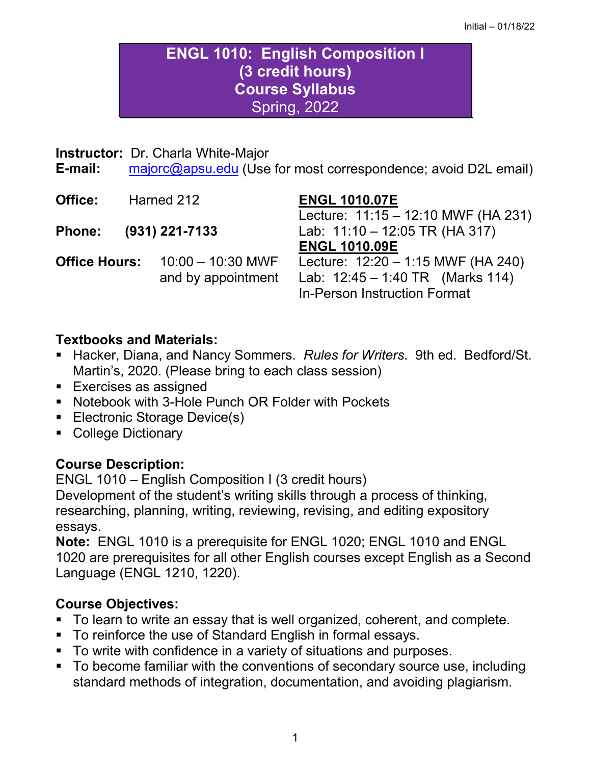Initial – 01/18/22

# ENGL 1010: English Composition I
## (3 credit hours)
## Course Syllabus
Spring, 2022

**Instructor:** Dr. Charla White-Major
**E-mail:** majorc@apsu.edu (Use for most correspondence; avoid D2L email)

**Office:** Harned 212

**Phone:** (931) 221-7133

**Office Hours:** 10:00 – 10:30 MWF and by appointment

**ENGL 1010.07E**
Lecture: 11:15 – 12:10 MWF (HA 231)
Lab: 11:10 – 12:05 TR (HA 317)

**ENGL 1010.09E**
Lecture: 12:20 – 1:15 MWF (HA 240)
Lab: 12:45 – 1:40 TR (Marks 114)
In-Person Instruction Format

### Textbooks and Materials:

- Hacker, Diana, and Nancy Sommers. *Rules for Writers*. 9th ed. Bedford/St. Martin's, 2020. (Please bring to each class session)
- Exercises as assigned
- Notebook with 3-Hole Punch OR Folder with Pockets
- Electronic Storage Device(s)
- College Dictionary

### Course Description:

ENGL 1010 – English Composition I (3 credit hours)
Development of the student's writing skills through a process of thinking, researching, planning, writing, reviewing, revising, and editing expository essays.
**Note:** ENGL 1010 is a prerequisite for ENGL 1020; ENGL 1010 and ENGL 1020 are prerequisites for all other English courses except English as a Second Language (ENGL 1210, 1220).

### Course Objectives:

- To learn to write an essay that is well organized, coherent, and complete.
- To reinforce the use of Standard English in formal essays.
- To write with confidence in a variety of situations and purposes.
- To become familiar with the conventions of secondary source use, including standard methods of integration, documentation, and avoiding plagiarism.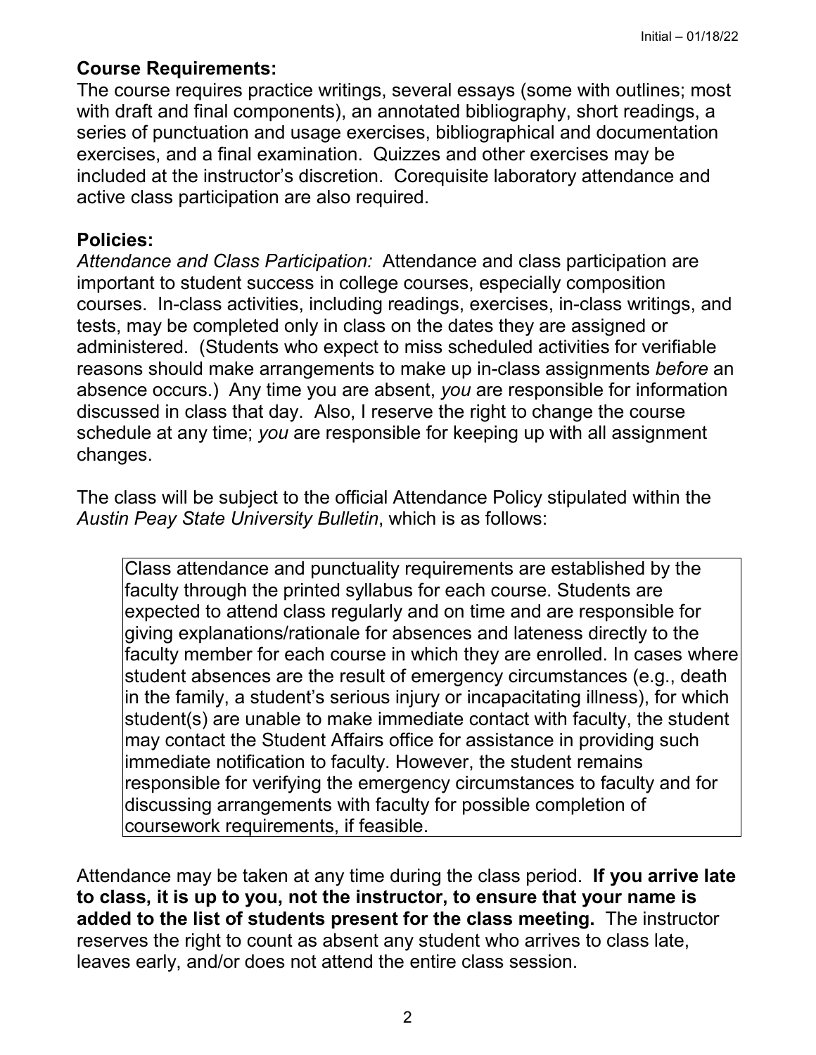**Course Requirements:**
The course requires practice writings, several essays (some with outlines; most with draft and final components), an annotated bibliography, short readings, a series of punctuation and usage exercises, bibliographical and documentation exercises, and a final examination. Quizzes and other exercises may be included at the instructor's discretion. Corequisite laboratory attendance and active class participation are also required.

**Policies:**
*Attendance and Class Participation:* Attendance and class participation are important to student success in college courses, especially composition courses. In-class activities, including readings, exercises, in-class writings, and tests, may be completed only in class on the dates they are assigned or administered. (Students who expect to miss scheduled activities for verifiable reasons should make arrangements to make up in-class assignments *before* an absence occurs.) Any time you are absent, *you* are responsible for information discussed in class that day. Also, I reserve the right to change the course schedule at any time; *you* are responsible for keeping up with all assignment changes.

The class will be subject to the official Attendance Policy stipulated within the *Austin Peay State University Bulletin*, which is as follows:

> Class attendance and punctuality requirements are established by the faculty through the printed syllabus for each course. Students are expected to attend class regularly and on time and are responsible for giving explanations/rationale for absences and lateness directly to the faculty member for each course in which they are enrolled. In cases where student absences are the result of emergency circumstances (e.g., death in the family, a student's serious injury or incapacitating illness), for which student(s) are unable to make immediate contact with faculty, the student may contact the Student Affairs office for assistance in providing such immediate notification to faculty. However, the student remains responsible for verifying the emergency circumstances to faculty and for discussing arrangements with faculty for possible completion of coursework requirements, if feasible.

Attendance may be taken at any time during the class period. **If you arrive late to class, it is up to you, not the instructor, to ensure that your name is added to the list of students present for the class meeting.** The instructor reserves the right to count as absent any student who arrives to class late, leaves early, and/or does not attend the entire class session.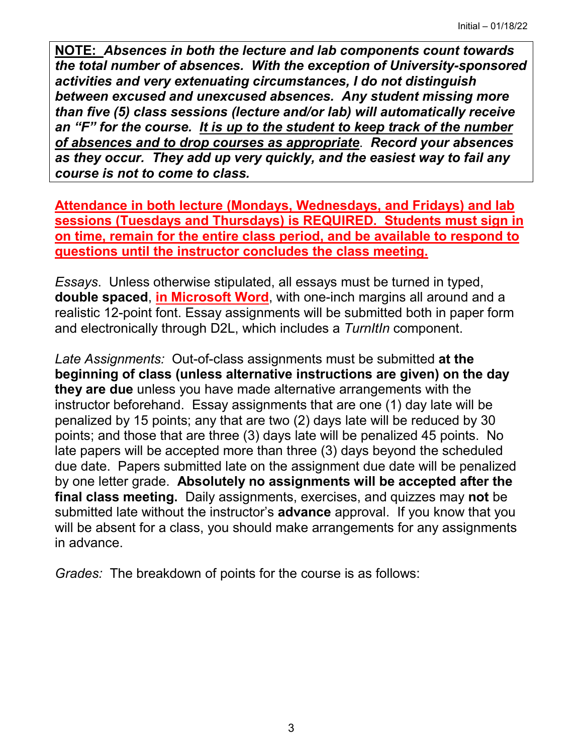**NOTE:** ***Absences in both the lecture and lab components count towards the total number of absences. With the exception of University-sponsored activities and very extenuating circumstances, I do not distinguish between excused and unexcused absences. Any student missing more than five (5) class sessions (lecture and/or lab) will automatically receive an "F" for the course. <u>It is up to the student to keep track of the number of absences and to drop courses as appropriate</u>. Record your absences as they occur. They add up very quickly, and the easiest way to fail any course is not to come to class.***

**<u>Attendance in both lecture (Mondays, Wednesdays, and Fridays) and lab sessions (Tuesdays and Thursdays) is REQUIRED. Students must sign in on time, remain for the entire class period, and be available to respond to questions until the instructor concludes the class meeting.</u>**

*Essays*. Unless otherwise stipulated, all essays must be turned in typed, **double spaced**, **<u>in Microsoft Word</u>**, with one-inch margins all around and a realistic 12-point font. Essay assignments will be submitted both in paper form and electronically through D2L, which includes a *TurnItIn* component.

*Late Assignments:* Out-of-class assignments must be submitted **at the beginning of class (unless alternative instructions are given) on the day they are due** unless you have made alternative arrangements with the instructor beforehand. Essay assignments that are one (1) day late will be penalized by 15 points; any that are two (2) days late will be reduced by 30 points; and those that are three (3) days late will be penalized 45 points. No late papers will be accepted more than three (3) days beyond the scheduled due date. Papers submitted late on the assignment due date will be penalized by one letter grade. **Absolutely no assignments will be accepted after the final class meeting.** Daily assignments, exercises, and quizzes may **not** be submitted late without the instructor's **advance** approval. If you know that you will be absent for a class, you should make arrangements for any assignments in advance.

*Grades:* The breakdown of points for the course is as follows: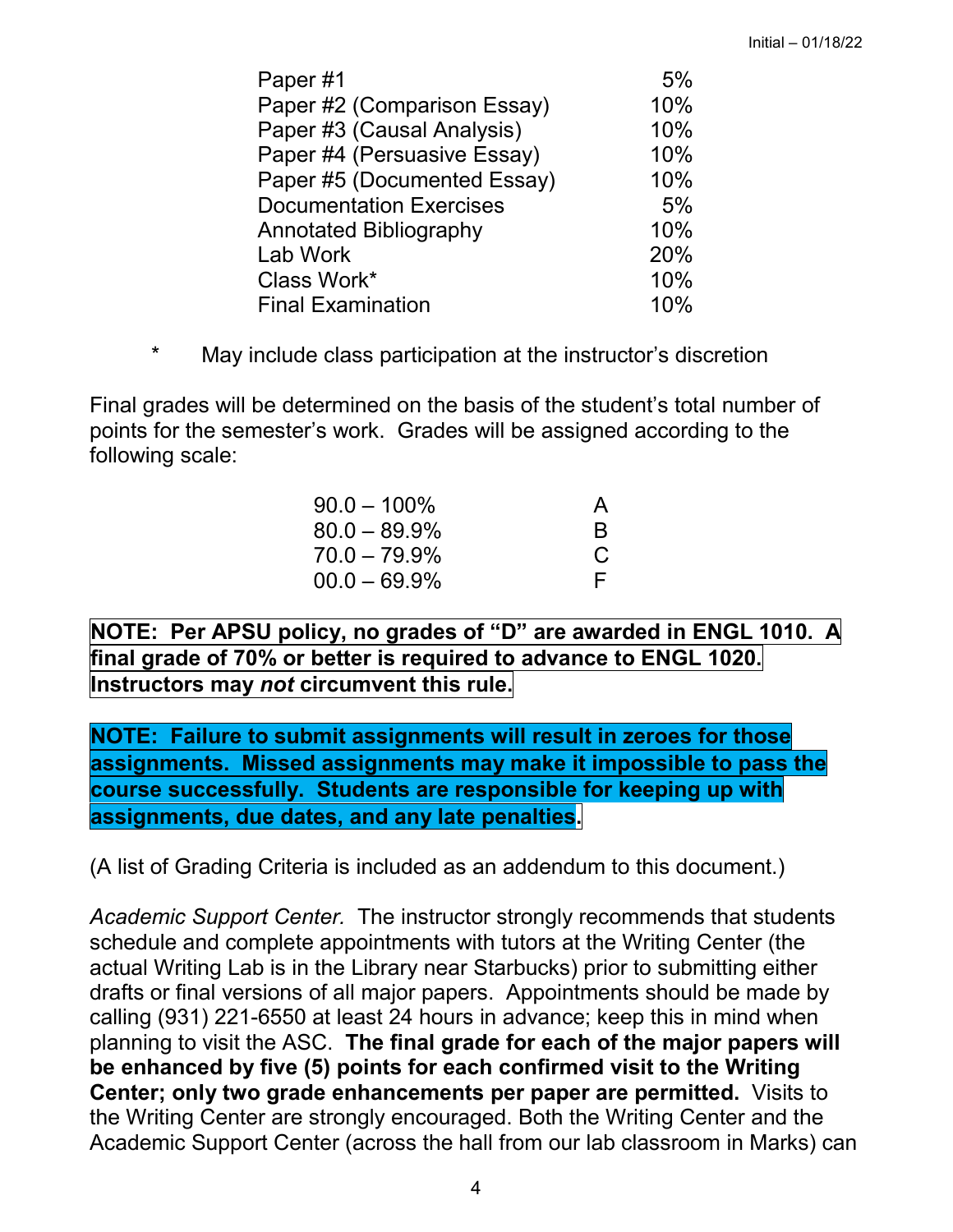| Assignment | Weight |
|---|---|
| Paper #1 | 5% |
| Paper #2 (Comparison Essay) | 10% |
| Paper #3 (Causal Analysis) | 10% |
| Paper #4 (Persuasive Essay) | 10% |
| Paper #5 (Documented Essay) | 10% |
| Documentation Exercises | 5% |
| Annotated Bibliography | 10% |
| Lab Work | 20% |
| Class Work* | 10% |
| Final Examination | 10% |

\* May include class participation at the instructor's discretion

Final grades will be determined on the basis of the student's total number of points for the semester's work. Grades will be assigned according to the following scale:

| Range | Grade |
|---|---|
| 90.0 – 100% | A |
| 80.0 – 89.9% | B |
| 70.0 – 79.9% | C |
| 00.0 – 69.9% | F |

**NOTE: Per APSU policy, no grades of "D" are awarded in ENGL 1010. A final grade of 70% or better is required to advance to ENGL 1020. Instructors may *not* circumvent this rule.**

**NOTE: Failure to submit assignments will result in zeroes for those assignments. Missed assignments may make it impossible to pass the course successfully. Students are responsible for keeping up with assignments, due dates, and any late penalties.**

(A list of Grading Criteria is included as an addendum to this document.)

*Academic Support Center.* The instructor strongly recommends that students schedule and complete appointments with tutors at the Writing Center (the actual Writing Lab is in the Library near Starbucks) prior to submitting either drafts or final versions of all major papers. Appointments should be made by calling (931) 221-6550 at least 24 hours in advance; keep this in mind when planning to visit the ASC. **The final grade for each of the major papers will be enhanced by five (5) points for each confirmed visit to the Writing Center; only two grade enhancements per paper are permitted.** Visits to the Writing Center are strongly encouraged. Both the Writing Center and the Academic Support Center (across the hall from our lab classroom in Marks) can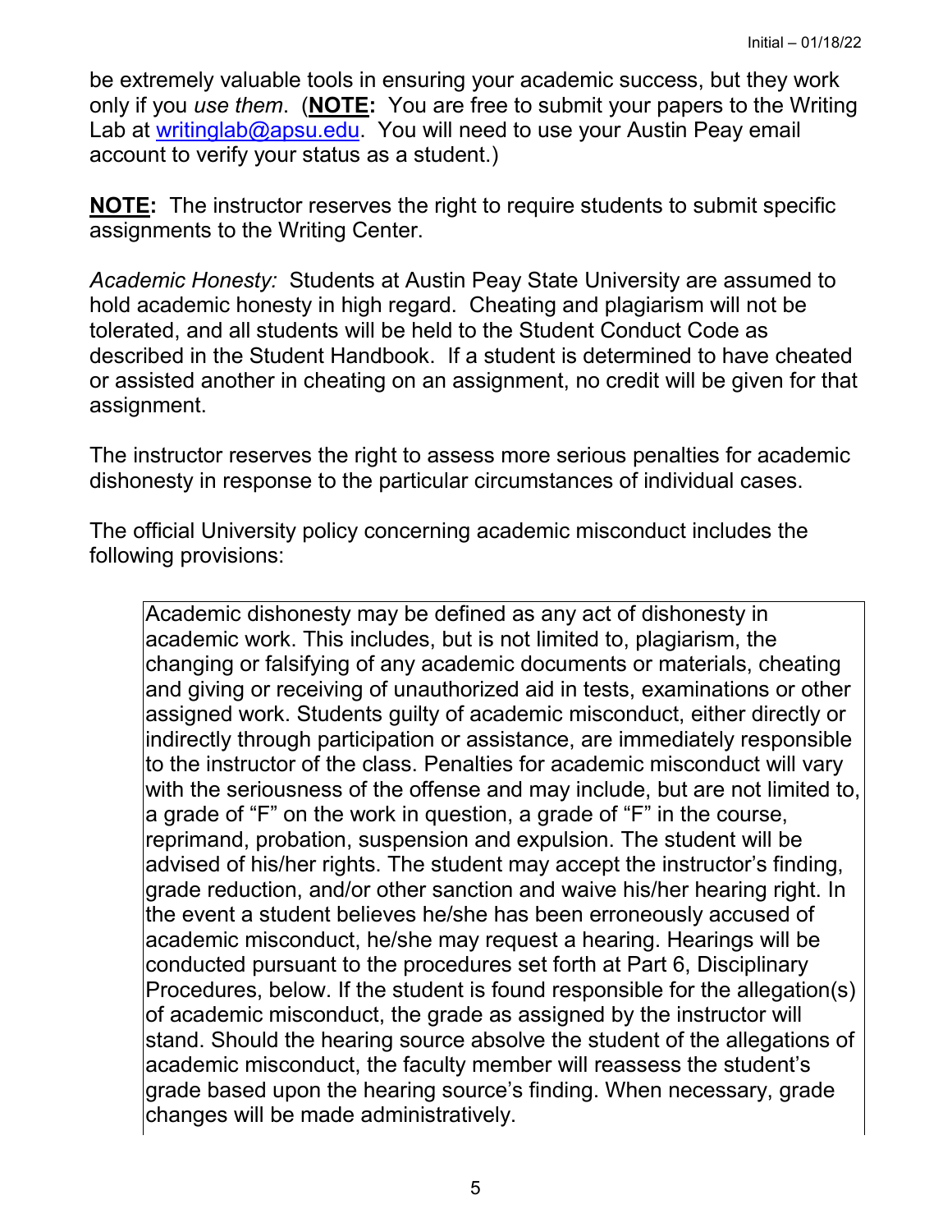be extremely valuable tools in ensuring your academic success, but they work only if you *use them*. (**NOTE:** You are free to submit your papers to the Writing Lab at writinglab@apsu.edu. You will need to use your Austin Peay email account to verify your status as a student.)

**NOTE:** The instructor reserves the right to require students to submit specific assignments to the Writing Center.

*Academic Honesty:* Students at Austin Peay State University are assumed to hold academic honesty in high regard. Cheating and plagiarism will not be tolerated, and all students will be held to the Student Conduct Code as described in the Student Handbook. If a student is determined to have cheated or assisted another in cheating on an assignment, no credit will be given for that assignment.

The instructor reserves the right to assess more serious penalties for academic dishonesty in response to the particular circumstances of individual cases.

The official University policy concerning academic misconduct includes the following provisions:

> Academic dishonesty may be defined as any act of dishonesty in academic work. This includes, but is not limited to, plagiarism, the changing or falsifying of any academic documents or materials, cheating and giving or receiving of unauthorized aid in tests, examinations or other assigned work. Students guilty of academic misconduct, either directly or indirectly through participation or assistance, are immediately responsible to the instructor of the class. Penalties for academic misconduct will vary with the seriousness of the offense and may include, but are not limited to, a grade of "F" on the work in question, a grade of "F" in the course, reprimand, probation, suspension and expulsion. The student will be advised of his/her rights. The student may accept the instructor's finding, grade reduction, and/or other sanction and waive his/her hearing right. In the event a student believes he/she has been erroneously accused of academic misconduct, he/she may request a hearing. Hearings will be conducted pursuant to the procedures set forth at Part 6, Disciplinary Procedures, below. If the student is found responsible for the allegation(s) of academic misconduct, the grade as assigned by the instructor will stand. Should the hearing source absolve the student of the allegations of academic misconduct, the faculty member will reassess the student's grade based upon the hearing source's finding. When necessary, grade changes will be made administratively.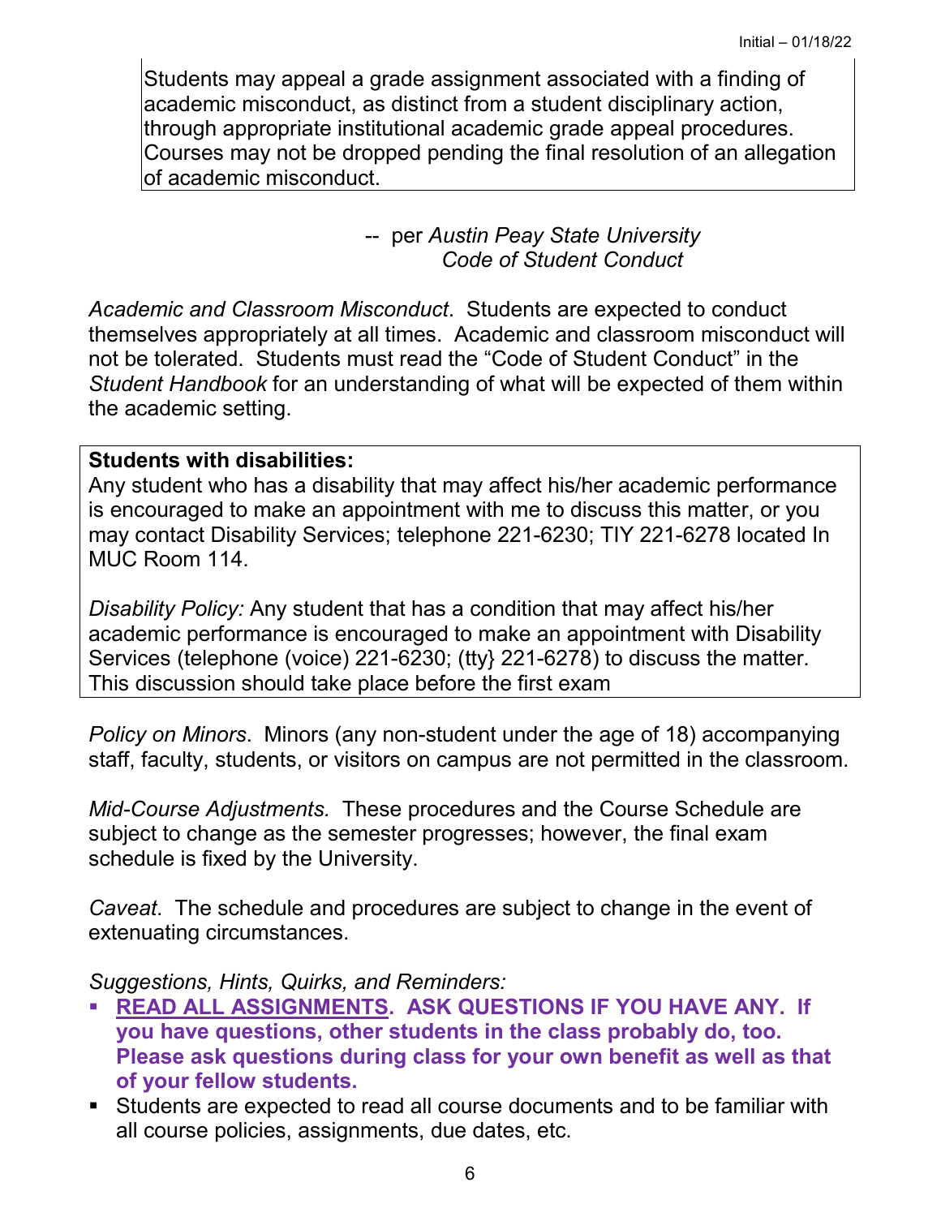Students may appeal a grade assignment associated with a finding of academic misconduct, as distinct from a student disciplinary action, through appropriate institutional academic grade appeal procedures. Courses may not be dropped pending the final resolution of an allegation of academic misconduct.

-- per *Austin Peay State University Code of Student Conduct*

*Academic and Classroom Misconduct*. Students are expected to conduct themselves appropriately at all times. Academic and classroom misconduct will not be tolerated. Students must read the “Code of Student Conduct” in the *Student Handbook* for an understanding of what will be expected of them within the academic setting.

**Students with disabilities:**
Any student who has a disability that may affect his/her academic performance is encouraged to make an appointment with me to discuss this matter, or you may contact Disability Services; telephone 221-6230; TIY 221-6278 located In MUC Room 114.

*Disability Policy:* Any student that has a condition that may affect his/her academic performance is encouraged to make an appointment with Disability Services (telephone (voice) 221-6230; (tty} 221-6278) to discuss the matter. This discussion should take place before the first exam

*Policy on Minors*. Minors (any non-student under the age of 18) accompanying staff, faculty, students, or visitors on campus are not permitted in the classroom.

*Mid-Course Adjustments.* These procedures and the Course Schedule are subject to change as the semester progresses; however, the final exam schedule is fixed by the University.

*Caveat*. The schedule and procedures are subject to change in the event of extenuating circumstances.

*Suggestions, Hints, Quirks, and Reminders:*

- **READ ALL ASSIGNMENTS. ASK QUESTIONS IF YOU HAVE ANY. If you have questions, other students in the class probably do, too. Please ask questions during class for your own benefit as well as that of your fellow students.**
- Students are expected to read all course documents and to be familiar with all course policies, assignments, due dates, etc.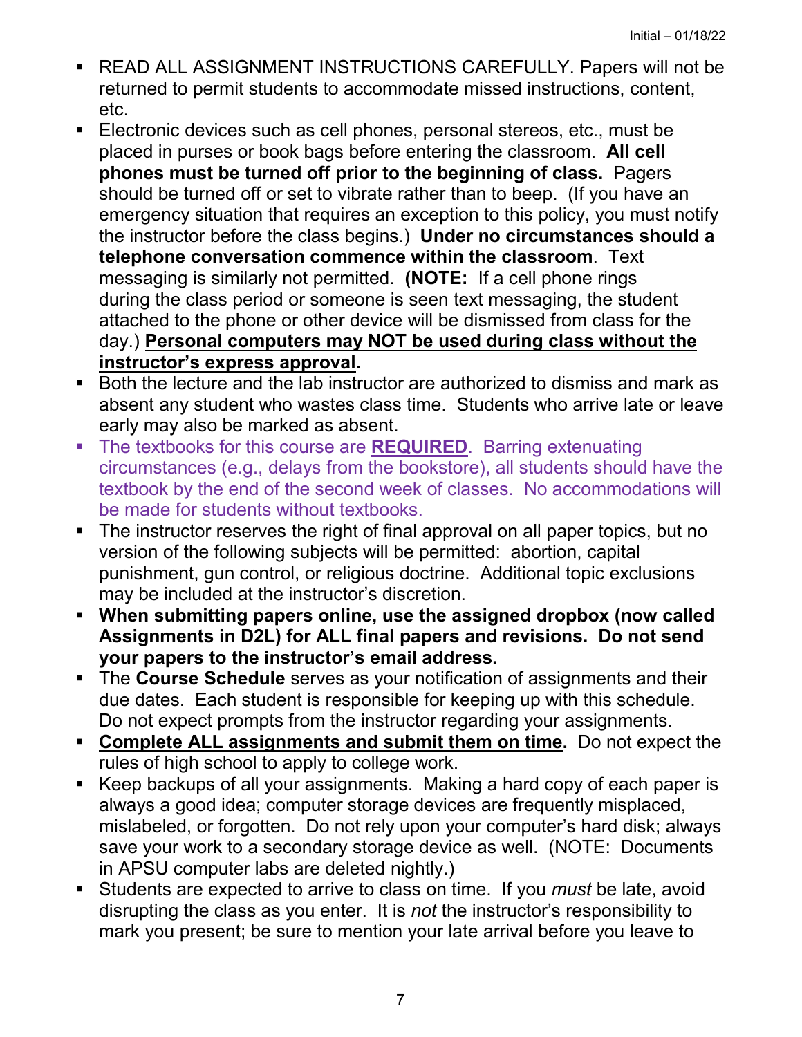- READ ALL ASSIGNMENT INSTRUCTIONS CAREFULLY. Papers will not be returned to permit students to accommodate missed instructions, content, etc.
- Electronic devices such as cell phones, personal stereos, etc., must be placed in purses or book bags before entering the classroom. **All cell phones must be turned off prior to the beginning of class.** Pagers should be turned off or set to vibrate rather than to beep. (If you have an emergency situation that requires an exception to this policy, you must notify the instructor before the class begins.) **Under no circumstances should a telephone conversation commence within the classroom**. Text messaging is similarly not permitted. **(NOTE:** If a cell phone rings during the class period or someone is seen text messaging, the student attached to the phone or other device will be dismissed from class for the day.) <u>**Personal computers may NOT be used during class without the instructor's express approval**</u>**.**
- Both the lecture and the lab instructor are authorized to dismiss and mark as absent any student who wastes class time. Students who arrive late or leave early may also be marked as absent.
- The textbooks for this course are <u>**REQUIRED**</u>. Barring extenuating circumstances (e.g., delays from the bookstore), all students should have the textbook by the end of the second week of classes. No accommodations will be made for students without textbooks.
- The instructor reserves the right of final approval on all paper topics, but no version of the following subjects will be permitted: abortion, capital punishment, gun control, or religious doctrine. Additional topic exclusions may be included at the instructor's discretion.
- **When submitting papers online, use the assigned dropbox (now called Assignments in D2L) for ALL final papers and revisions. Do not send your papers to the instructor's email address.**
- The **Course Schedule** serves as your notification of assignments and their due dates. Each student is responsible for keeping up with this schedule. Do not expect prompts from the instructor regarding your assignments.
- <u>**Complete ALL assignments and submit them on time**</u>**.** Do not expect the rules of high school to apply to college work.
- Keep backups of all your assignments. Making a hard copy of each paper is always a good idea; computer storage devices are frequently misplaced, mislabeled, or forgotten. Do not rely upon your computer's hard disk; always save your work to a secondary storage device as well. (NOTE: Documents in APSU computer labs are deleted nightly.)
- Students are expected to arrive to class on time. If you *must* be late, avoid disrupting the class as you enter. It is *not* the instructor's responsibility to mark you present; be sure to mention your late arrival before you leave to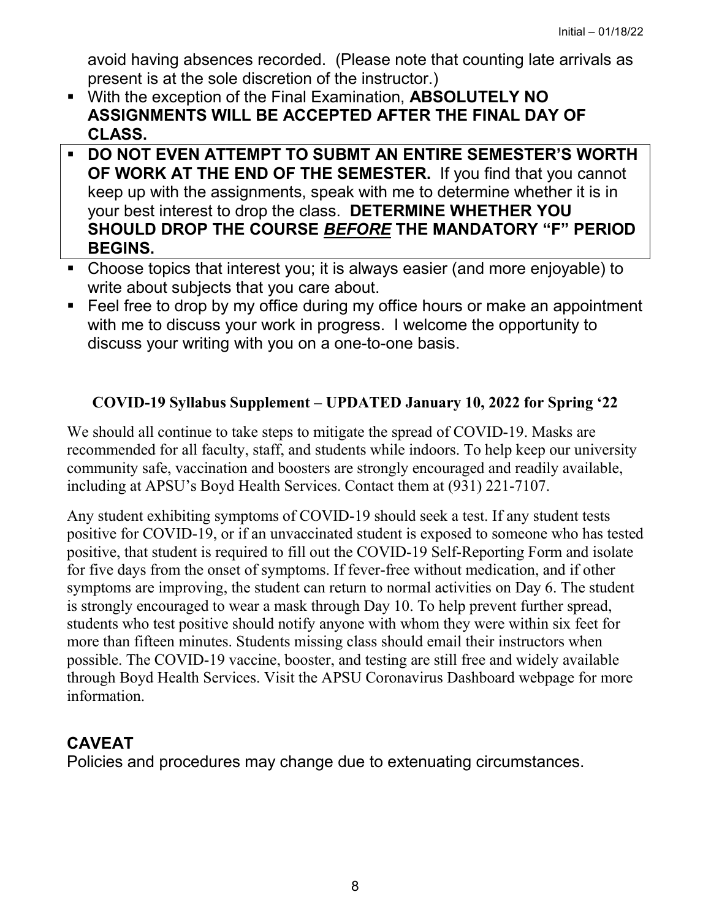avoid having absences recorded. (Please note that counting late arrivals as present is at the sole discretion of the instructor.)

- With the exception of the Final Examination, **ABSOLUTELY NO ASSIGNMENTS WILL BE ACCEPTED AFTER THE FINAL DAY OF CLASS.**
- **DO NOT EVEN ATTEMPT TO SUBMT AN ENTIRE SEMESTER'S WORTH OF WORK AT THE END OF THE SEMESTER.** If you find that you cannot keep up with the assignments, speak with me to determine whether it is in your best interest to drop the class. **DETERMINE WHETHER YOU SHOULD DROP THE COURSE *<u>BEFORE</u>* THE MANDATORY "F" PERIOD BEGINS.**
- Choose topics that interest you; it is always easier (and more enjoyable) to write about subjects that you care about.
- Feel free to drop by my office during my office hours or make an appointment with me to discuss your work in progress. I welcome the opportunity to discuss your writing with you on a one-to-one basis.

### COVID-19 Syllabus Supplement – UPDATED January 10, 2022 for Spring '22

We should all continue to take steps to mitigate the spread of COVID-19. Masks are recommended for all faculty, staff, and students while indoors. To help keep our university community safe, vaccination and boosters are strongly encouraged and readily available, including at APSU's Boyd Health Services. Contact them at (931) 221-7107.

Any student exhibiting symptoms of COVID-19 should seek a test. If any student tests positive for COVID-19, or if an unvaccinated student is exposed to someone who has tested positive, that student is required to fill out the COVID-19 Self-Reporting Form and isolate for five days from the onset of symptoms. If fever-free without medication, and if other symptoms are improving, the student can return to normal activities on Day 6. The student is strongly encouraged to wear a mask through Day 10. To help prevent further spread, students who test positive should notify anyone with whom they were within six feet for more than fifteen minutes. Students missing class should email their instructors when possible. The COVID-19 vaccine, booster, and testing are still free and widely available through Boyd Health Services. Visit the APSU Coronavirus Dashboard webpage for more information.

## CAVEAT

Policies and procedures may change due to extenuating circumstances.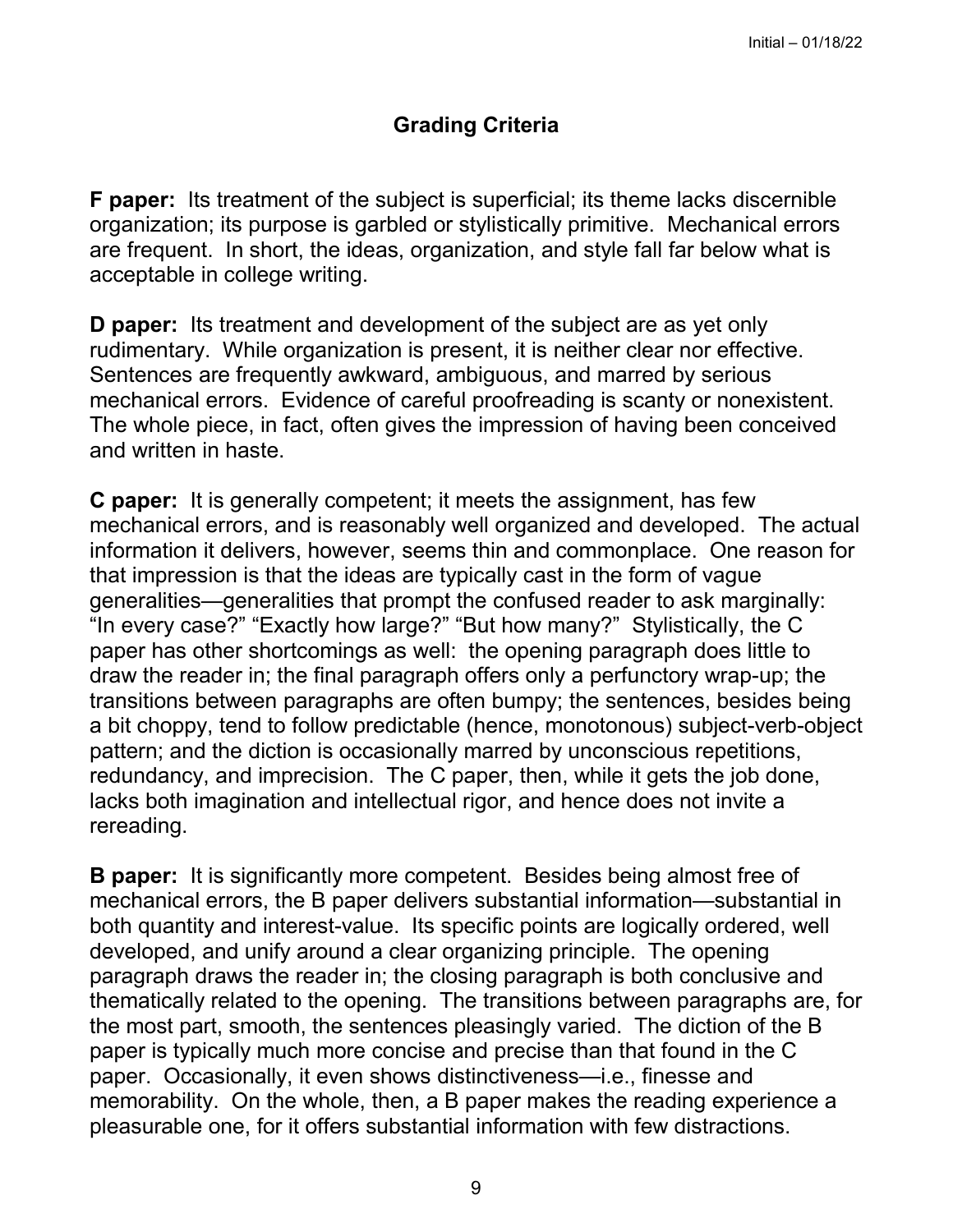## Grading Criteria

**F paper:** Its treatment of the subject is superficial; its theme lacks discernible organization; its purpose is garbled or stylistically primitive. Mechanical errors are frequent. In short, the ideas, organization, and style fall far below what is acceptable in college writing.

**D paper:** Its treatment and development of the subject are as yet only rudimentary. While organization is present, it is neither clear nor effective. Sentences are frequently awkward, ambiguous, and marred by serious mechanical errors. Evidence of careful proofreading is scanty or nonexistent. The whole piece, in fact, often gives the impression of having been conceived and written in haste.

**C paper:** It is generally competent; it meets the assignment, has few mechanical errors, and is reasonably well organized and developed. The actual information it delivers, however, seems thin and commonplace. One reason for that impression is that the ideas are typically cast in the form of vague generalities—generalities that prompt the confused reader to ask marginally: "In every case?" "Exactly how large?" "But how many?" Stylistically, the C paper has other shortcomings as well: the opening paragraph does little to draw the reader in; the final paragraph offers only a perfunctory wrap-up; the transitions between paragraphs are often bumpy; the sentences, besides being a bit choppy, tend to follow predictable (hence, monotonous) subject-verb-object pattern; and the diction is occasionally marred by unconscious repetitions, redundancy, and imprecision. The C paper, then, while it gets the job done, lacks both imagination and intellectual rigor, and hence does not invite a rereading.

**B paper:** It is significantly more competent. Besides being almost free of mechanical errors, the B paper delivers substantial information—substantial in both quantity and interest-value. Its specific points are logically ordered, well developed, and unify around a clear organizing principle. The opening paragraph draws the reader in; the closing paragraph is both conclusive and thematically related to the opening. The transitions between paragraphs are, for the most part, smooth, the sentences pleasingly varied. The diction of the B paper is typically much more concise and precise than that found in the C paper. Occasionally, it even shows distinctiveness—i.e., finesse and memorability. On the whole, then, a B paper makes the reading experience a pleasurable one, for it offers substantial information with few distractions.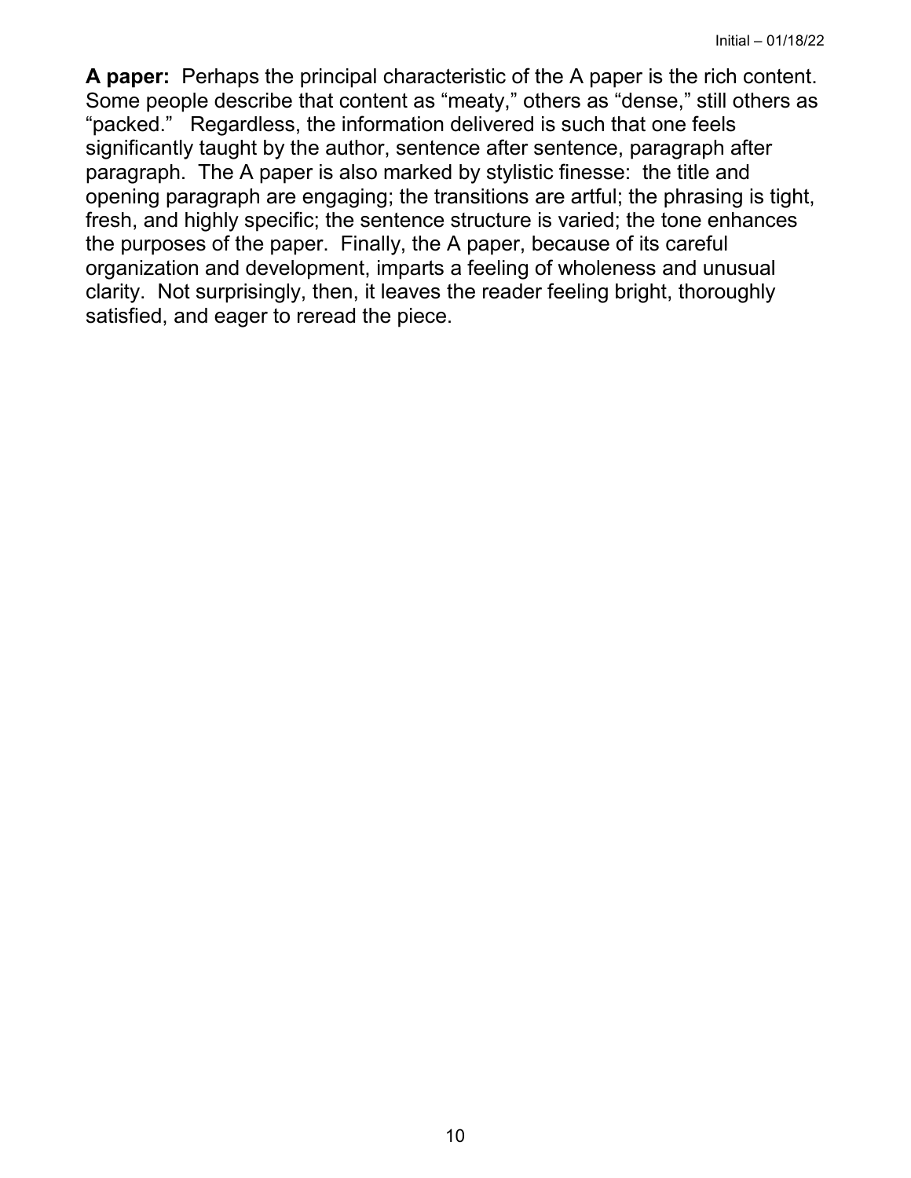**A paper:** Perhaps the principal characteristic of the A paper is the rich content. Some people describe that content as "meaty," others as "dense," still others as "packed." Regardless, the information delivered is such that one feels significantly taught by the author, sentence after sentence, paragraph after paragraph. The A paper is also marked by stylistic finesse: the title and opening paragraph are engaging; the transitions are artful; the phrasing is tight, fresh, and highly specific; the sentence structure is varied; the tone enhances the purposes of the paper. Finally, the A paper, because of its careful organization and development, imparts a feeling of wholeness and unusual clarity. Not surprisingly, then, it leaves the reader feeling bright, thoroughly satisfied, and eager to reread the piece.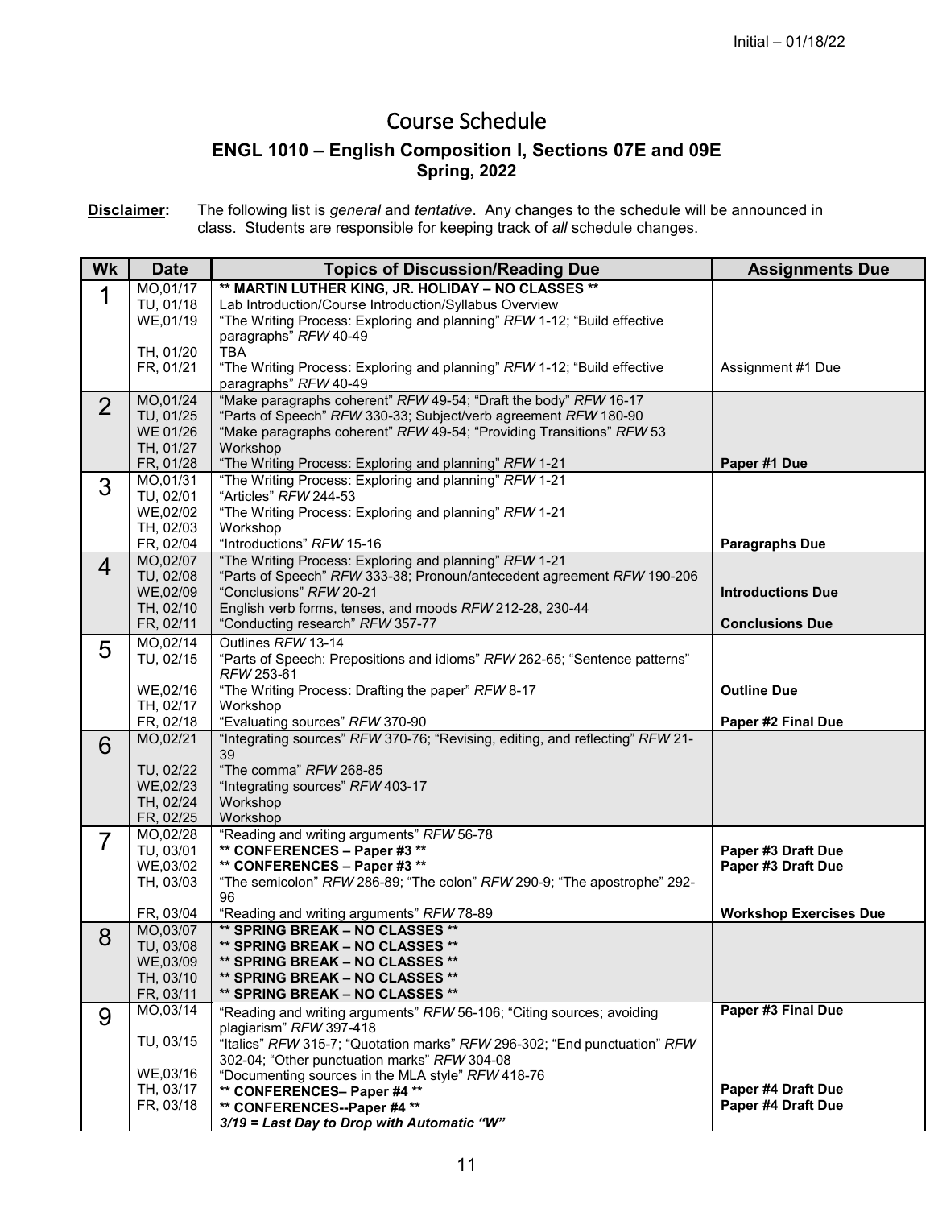Initial – 01/18/22

# Course Schedule

## ENGL 1010 – English Composition I, Sections 07E and 09E
### Spring, 2022

**Disclaimer:** The following list is *general* and *tentative*. Any changes to the schedule will be announced in class. Students are responsible for keeping track of *all* schedule changes.

| Wk | Date | Topics of Discussion/Reading Due | Assignments Due |
|---|---|---|---|
| 1 | MO,01/17 | **\*\* MARTIN LUTHER KING, JR. HOLIDAY – NO CLASSES \*\*** | |
| | TU, 01/18 | Lab Introduction/Course Introduction/Syllabus Overview | |
| | WE,01/19 | "The Writing Process: Exploring and planning" *RFW* 1-12; "Build effective paragraphs" *RFW* 40-49 | |
| | TH, 01/20 | TBA | |
| | FR, 01/21 | "The Writing Process: Exploring and planning" *RFW* 1-12; "Build effective paragraphs" *RFW* 40-49 | Assignment #1 Due |
| 2 | MO,01/24 | "Make paragraphs coherent" *RFW* 49-54; "Draft the body" *RFW* 16-17 | |
| | TU, 01/25 | "Parts of Speech" *RFW* 330-33; Subject/verb agreement *RFW* 180-90 | |
| | WE 01/26 | "Make paragraphs coherent" *RFW* 49-54; "Providing Transitions" *RFW* 53 | |
| | TH, 01/27 | Workshop | |
| | FR, 01/28 | "The Writing Process: Exploring and planning" *RFW* 1-21 | **Paper #1 Due** |
| 3 | MO,01/31 | "The Writing Process: Exploring and planning" *RFW* 1-21 | |
| | TU, 02/01 | "Articles" *RFW* 244-53 | |
| | WE,02/02 | "The Writing Process: Exploring and planning" *RFW* 1-21 | |
| | TH, 02/03 | Workshop | |
| | FR, 02/04 | "Introductions" *RFW* 15-16 | **Paragraphs Due** |
| 4 | MO,02/07 | "The Writing Process: Exploring and planning" *RFW* 1-21 | |
| | TU, 02/08 | "Parts of Speech" *RFW* 333-38; Pronoun/antecedent agreement *RFW* 190-206 | |
| | WE,02/09 | "Conclusions" *RFW* 20-21 | **Introductions Due** |
| | TH, 02/10 | English verb forms, tenses, and moods *RFW* 212-28, 230-44 | |
| | FR, 02/11 | "Conducting research" *RFW* 357-77 | **Conclusions Due** |
| 5 | MO,02/14 | Outlines *RFW* 13-14 | |
| | TU, 02/15 | "Parts of Speech: Prepositions and idioms" *RFW* 262-65; "Sentence patterns" *RFW* 253-61 | |
| | WE,02/16 | "The Writing Process: Drafting the paper" *RFW* 8-17 | **Outline Due** |
| | TH, 02/17 | Workshop | |
| | FR, 02/18 | "Evaluating sources" *RFW* 370-90 | **Paper #2 Final Due** |
| 6 | MO,02/21 | "Integrating sources" *RFW* 370-76; "Revising, editing, and reflecting" *RFW* 21-39 | |
| | TU, 02/22 | "The comma" *RFW* 268-85 | |
| | WE,02/23 | "Integrating sources" *RFW* 403-17 | |
| | TH, 02/24 | Workshop | |
| | FR, 02/25 | Workshop | |
| 7 | MO,02/28 | "Reading and writing arguments" *RFW* 56-78 | |
| | TU, 03/01 | **\*\* CONFERENCES – Paper #3 \*\*** | **Paper #3 Draft Due** |
| | WE,03/02 | **\*\* CONFERENCES – Paper #3 \*\*** | **Paper #3 Draft Due** |
| | TH, 03/03 | "The semicolon" *RFW* 286-89; "The colon" *RFW* 290-9; "The apostrophe" 292-96 | |
| | FR, 03/04 | "Reading and writing arguments" *RFW* 78-89 | **Workshop Exercises Due** |
| 8 | MO,03/07 | **\*\* SPRING BREAK – NO CLASSES \*\*** | |
| | TU, 03/08 | **\*\* SPRING BREAK – NO CLASSES \*\*** | |
| | WE,03/09 | **\*\* SPRING BREAK – NO CLASSES \*\*** | |
| | TH, 03/10 | **\*\* SPRING BREAK – NO CLASSES \*\*** | |
| | FR, 03/11 | **\*\* SPRING BREAK – NO CLASSES \*\*** | |
| 9 | MO,03/14 | "Reading and writing arguments" *RFW* 56-106; "Citing sources; avoiding plagiarism" *RFW* 397-418 | **Paper #3 Final Due** |
| | TU, 03/15 | "Italics" *RFW* 315-7; "Quotation marks" *RFW* 296-302; "End punctuation" *RFW* 302-04; "Other punctuation marks" *RFW* 304-08 | |
| | WE,03/16 | "Documenting sources in the MLA style" *RFW* 418-76 | |
| | TH, 03/17 | **\*\* CONFERENCES– Paper #4 \*\*** | **Paper #4 Draft Due** |
| | FR, 03/18 | **\*\* CONFERENCES--Paper #4 \*\*** *3/19 = Last Day to Drop with Automatic "W"* | **Paper #4 Draft Due** |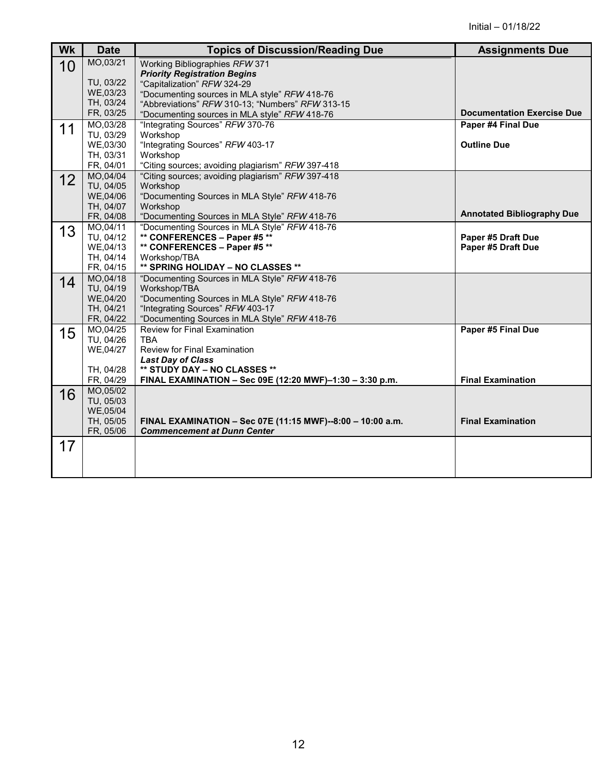Initial – 01/18/22

| Wk | Date | Topics of Discussion/Reading Due | Assignments Due |
|---|---|---|---|
| 10 | MO,03/21 | Working Bibliographies *RFW* 371<br>***Priority Registration Begins*** | |
| | TU, 03/22 | "Capitalization" *RFW* 324-29 | |
| | WE,03/23 | "Documenting sources in MLA style" *RFW* 418-76 | |
| | TH, 03/24 | "Abbreviations" *RFW* 310-13; "Numbers" *RFW* 313-15 | |
| | FR, 03/25 | "Documenting sources in MLA style" *RFW* 418-76 | **Documentation Exercise Due** |
| 11 | MO,03/28 | "Integrating Sources" *RFW* 370-76 | **Paper #4 Final Due** |
| | TU, 03/29 | Workshop | |
| | WE,03/30 | "Integrating Sources" *RFW* 403-17 | **Outline Due** |
| | TH, 03/31 | Workshop | |
| | FR, 04/01 | "Citing sources; avoiding plagiarism" *RFW* 397-418 | |
| 12 | MO,04/04 | "Citing sources; avoiding plagiarism" *RFW* 397-418 | |
| | TU, 04/05 | Workshop | |
| | WE,04/06 | "Documenting Sources in MLA Style" *RFW* 418-76 | |
| | TH, 04/07 | Workshop | |
| | FR, 04/08 | "Documenting Sources in MLA Style" *RFW* 418-76 | **Annotated Bibliography Due** |
| 13 | MO,04/11 | "Documenting Sources in MLA Style" *RFW* 418-76 | |
| | TU, 04/12 | **** CONFERENCES – Paper #5 **** | **Paper #5 Draft Due** |
| | WE,04/13 | **** CONFERENCES – Paper #5 **** | **Paper #5 Draft Due** |
| | TH, 04/14 | Workshop/TBA | |
| | FR, 04/15 | **** SPRING HOLIDAY – NO CLASSES **** | |
| 14 | MO,04/18 | "Documenting Sources in MLA Style" *RFW* 418-76 | |
| | TU, 04/19 | Workshop/TBA | |
| | WE,04/20 | "Documenting Sources in MLA Style" *RFW* 418-76 | |
| | TH, 04/21 | "Integrating Sources" *RFW* 403-17 | |
| | FR, 04/22 | "Documenting Sources in MLA Style" *RFW* 418-76 | |
| 15 | MO,04/25 | Review for Final Examination | **Paper #5 Final Due** |
| | TU, 04/26 | TBA | |
| | WE,04/27 | Review for Final Examination<br>***Last Day of Class*** | |
| | TH, 04/28 | **** STUDY DAY – NO CLASSES **** | |
| | FR, 04/29 | **FINAL EXAMINATION – Sec 09E (12:20 MWF)–1:30 – 3:30 p.m.** | **Final Examination** |
| 16 | MO,05/02 | | |
| | TU, 05/03 | | |
| | WE,05/04 | | |
| | TH, 05/05 | **FINAL EXAMINATION – Sec 07E (11:15 MWF)--8:00 – 10:00 a.m.** | **Final Examination** |
| | FR, 05/06 | ***Commencement at Dunn Center*** | |
| 17 | | | |